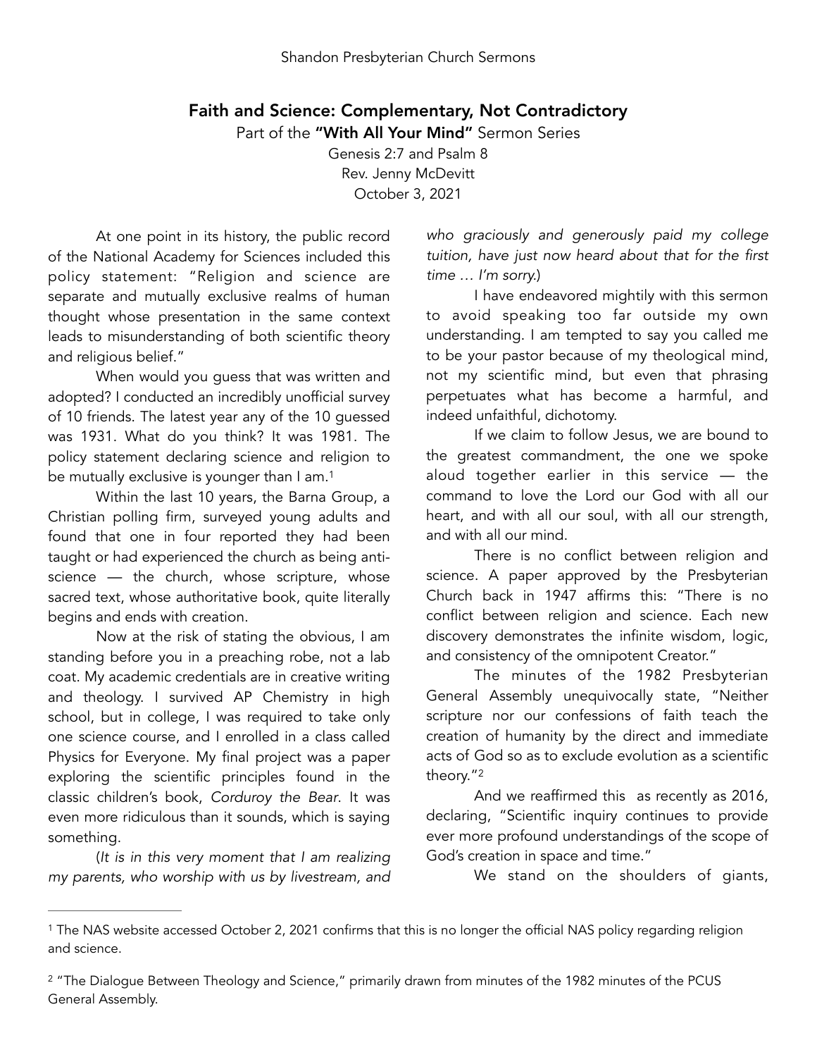Shandon Presbyterian Church Sermons

# Faith and Science: Complementary, Not Contradictory

Part of the **"With All Your Mind"** Sermon Series

Genesis 2:7 and Psalm 8

Rev. Jenny McDevitt

October 3, 2021

At one point in its history, the public record of the National Academy for Sciences included this policy statement: "Religion and science are separate and mutually exclusive realms of human thought whose presentation in the same context leads to misunderstanding of both scientific theory and religious belief."

When would you guess that was written and adopted? I conducted an incredibly unofficial survey of 10 friends. The latest year any of the 10 guessed was 1931. What do you think? It was 1981. The policy statement declaring science and religion to be mutually exclusive is younger than I am.[1]

Within the last 10 years, the Barna Group, a Christian polling firm, surveyed young adults and found that one in four reported they had been taught or had experienced the church as being anti-science — the church, whose scripture, whose sacred text, whose authoritative book, quite literally begins and ends with creation.

Now at the risk of stating the obvious, I am standing before you in a preaching robe, not a lab coat. My academic credentials are in creative writing and theology. I survived AP Chemistry in high school, but in college, I was required to take only one science course, and I enrolled in a class called Physics for Everyone. My final project was a paper exploring the scientific principles found in the classic children's book, *Corduroy the Bear*. It was even more ridiculous than it sounds, which is saying something.

(*It is in this very moment that I am realizing my parents, who worship with us by livestream, and who graciously and generously paid my college tuition, have just now heard about that for the first time … I'm sorry.*)

I have endeavored mightily with this sermon to avoid speaking too far outside my own understanding. I am tempted to say you called me to be your pastor because of my theological mind, not my scientific mind, but even that phrasing perpetuates what has become a harmful, and indeed unfaithful, dichotomy.

If we claim to follow Jesus, we are bound to the greatest commandment, the one we spoke aloud together earlier in this service — the command to love the Lord our God with all our heart, and with all our soul, with all our strength, and with all our mind.

There is no conflict between religion and science. A paper approved by the Presbyterian Church back in 1947 affirms this: "There is no conflict between religion and science. Each new discovery demonstrates the infinite wisdom, logic, and consistency of the omnipotent Creator."

The minutes of the 1982 Presbyterian General Assembly unequivocally state, "Neither scripture nor our confessions of faith teach the creation of humanity by the direct and immediate acts of God so as to exclude evolution as a scientific theory."[2]

And we reaffirmed this as recently as 2016, declaring, "Scientific inquiry continues to provide ever more profound understandings of the scope of God's creation in space and time."

We stand on the shoulders of giants,

---

[1] The NAS website accessed October 2, 2021 confirms that this is no longer the official NAS policy regarding religion and science.

[2] "The Dialogue Between Theology and Science," primarily drawn from minutes of the 1982 minutes of the PCUS General Assembly.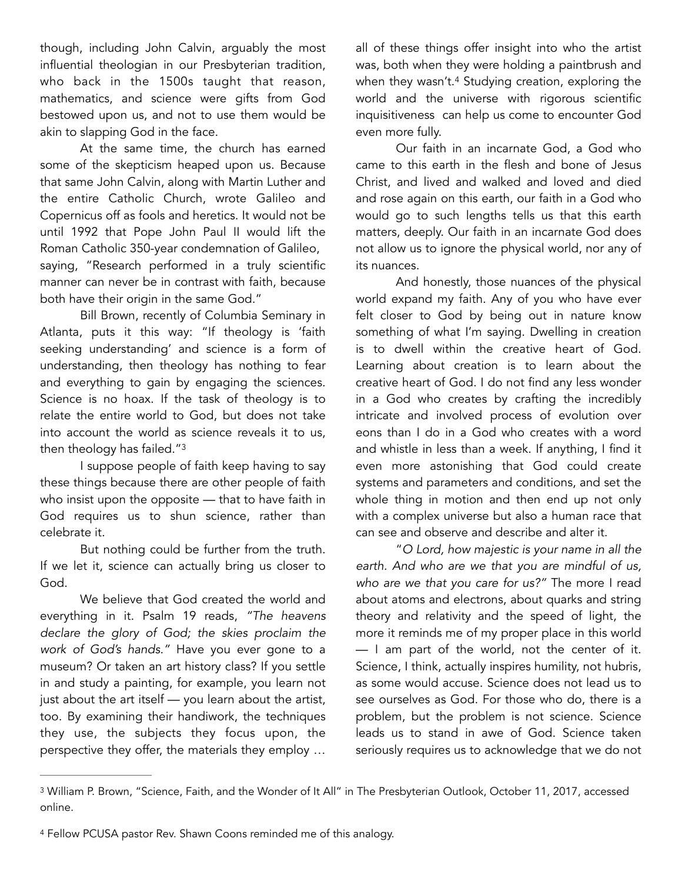though, including John Calvin, arguably the most influential theologian in our Presbyterian tradition, who back in the 1500s taught that reason, mathematics, and science were gifts from God bestowed upon us, and not to use them would be akin to slapping God in the face.

At the same time, the church has earned some of the skepticism heaped upon us. Because that same John Calvin, along with Martin Luther and the entire Catholic Church, wrote Galileo and Copernicus off as fools and heretics. It would not be until 1992 that Pope John Paul II would lift the Roman Catholic 350-year condemnation of Galileo, saying, "Research performed in a truly scientific manner can never be in contrast with faith, because both have their origin in the same God."

Bill Brown, recently of Columbia Seminary in Atlanta, puts it this way: "If theology is 'faith seeking understanding' and science is a form of understanding, then theology has nothing to fear and everything to gain by engaging the sciences. Science is no hoax. If the task of theology is to relate the entire world to God, but does not take into account the world as science reveals it to us, then theology has failed."[3]

I suppose people of faith keep having to say these things because there are other people of faith who insist upon the opposite — that to have faith in God requires us to shun science, rather than celebrate it.

But nothing could be further from the truth. If we let it, science can actually bring us closer to God.

We believe that God created the world and everything in it. Psalm 19 reads, *"The heavens declare the glory of God; the skies proclaim the work of God's hands."* Have you ever gone to a museum? Or taken an art history class? If you settle in and study a painting, for example, you learn not just about the art itself — you learn about the artist, too. By examining their handiwork, the techniques they use, the subjects they focus upon, the perspective they offer, the materials they employ … all of these things offer insight into who the artist was, both when they were holding a paintbrush and when they wasn't.[4] Studying creation, exploring the world and the universe with rigorous scientific inquisitiveness can help us come to encounter God even more fully.

Our faith in an incarnate God, a God who came to this earth in the flesh and bone of Jesus Christ, and lived and walked and loved and died and rose again on this earth, our faith in a God who would go to such lengths tells us that this earth matters, deeply. Our faith in an incarnate God does not allow us to ignore the physical world, nor any of its nuances.

And honestly, those nuances of the physical world expand my faith. Any of you who have ever felt closer to God by being out in nature know something of what I'm saying. Dwelling in creation is to dwell within the creative heart of God. Learning about creation is to learn about the creative heart of God. I do not find any less wonder in a God who creates by crafting the incredibly intricate and involved process of evolution over eons than I do in a God who creates with a word and whistle in less than a week. If anything, I find it even more astonishing that God could create systems and parameters and conditions, and set the whole thing in motion and then end up not only with a complex universe but also a human race that can see and observe and describe and alter it.

"*O Lord, how majestic is your name in all the earth. And who are we that you are mindful of us, who are we that you care for us?*" The more I read about atoms and electrons, about quarks and string theory and relativity and the speed of light, the more it reminds me of my proper place in this world — I am part of the world, not the center of it. Science, I think, actually inspires humility, not hubris, as some would accuse. Science does not lead us to see ourselves as God. For those who do, there is a problem, but the problem is not science. Science leads us to stand in awe of God. Science taken seriously requires us to acknowledge that we do not

---

[3] William P. Brown, "Science, Faith, and the Wonder of It All" in The Presbyterian Outlook, October 11, 2017, accessed online.

[4] Fellow PCUSA pastor Rev. Shawn Coons reminded me of this analogy.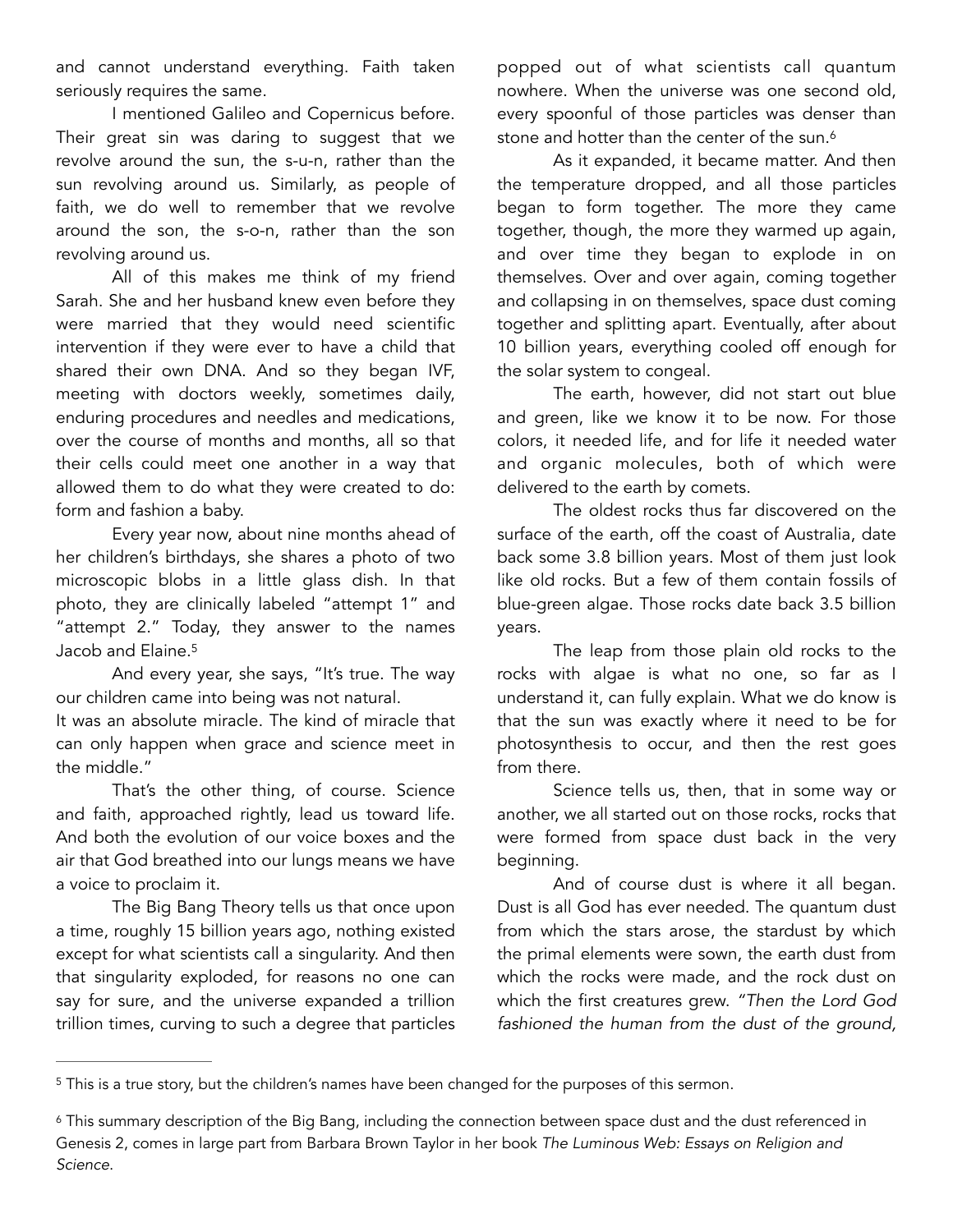and cannot understand everything. Faith taken seriously requires the same.

I mentioned Galileo and Copernicus before. Their great sin was daring to suggest that we revolve around the sun, the s-u-n, rather than the sun revolving around us. Similarly, as people of faith, we do well to remember that we revolve around the son, the s-o-n, rather than the son revolving around us.

All of this makes me think of my friend Sarah. She and her husband knew even before they were married that they would need scientific intervention if they were ever to have a child that shared their own DNA. And so they began IVF, meeting with doctors weekly, sometimes daily, enduring procedures and needles and medications, over the course of months and months, all so that their cells could meet one another in a way that allowed them to do what they were created to do: form and fashion a baby.

Every year now, about nine months ahead of her children's birthdays, she shares a photo of two microscopic blobs in a little glass dish. In that photo, they are clinically labeled "attempt 1" and "attempt 2." Today, they answer to the names Jacob and Elaine.[5]

And every year, she says, "It's true. The way our children came into being was not natural.
It was an absolute miracle. The kind of miracle that can only happen when grace and science meet in the middle."

That's the other thing, of course. Science and faith, approached rightly, lead us toward life. And both the evolution of our voice boxes and the air that God breathed into our lungs means we have a voice to proclaim it.

The Big Bang Theory tells us that once upon a time, roughly 15 billion years ago, nothing existed except for what scientists call a singularity. And then that singularity exploded, for reasons no one can say for sure, and the universe expanded a trillion trillion times, curving to such a degree that particles popped out of what scientists call quantum nowhere. When the universe was one second old, every spoonful of those particles was denser than stone and hotter than the center of the sun.[6]

As it expanded, it became matter. And then the temperature dropped, and all those particles began to form together. The more they came together, though, the more they warmed up again, and over time they began to explode in on themselves. Over and over again, coming together and collapsing in on themselves, space dust coming together and splitting apart. Eventually, after about 10 billion years, everything cooled off enough for the solar system to congeal.

The earth, however, did not start out blue and green, like we know it to be now. For those colors, it needed life, and for life it needed water and organic molecules, both of which were delivered to the earth by comets.

The oldest rocks thus far discovered on the surface of the earth, off the coast of Australia, date back some 3.8 billion years. Most of them just look like old rocks. But a few of them contain fossils of blue-green algae. Those rocks date back 3.5 billion years.

The leap from those plain old rocks to the rocks with algae is what no one, so far as I understand it, can fully explain. What we do know is that the sun was exactly where it need to be for photosynthesis to occur, and then the rest goes from there.

Science tells us, then, that in some way or another, we all started out on those rocks, rocks that were formed from space dust back in the very beginning.

And of course dust is where it all began. Dust is all God has ever needed. The quantum dust from which the stars arose, the stardust by which the primal elements were sown, the earth dust from which the rocks were made, and the rock dust on which the first creatures grew. *"Then the Lord God fashioned the human from the dust of the ground,*

---

[5] This is a true story, but the children's names have been changed for the purposes of this sermon.

[6] This summary description of the Big Bang, including the connection between space dust and the dust referenced in Genesis 2, comes in large part from Barbara Brown Taylor in her book *The Luminous Web: Essays on Religion and Science.*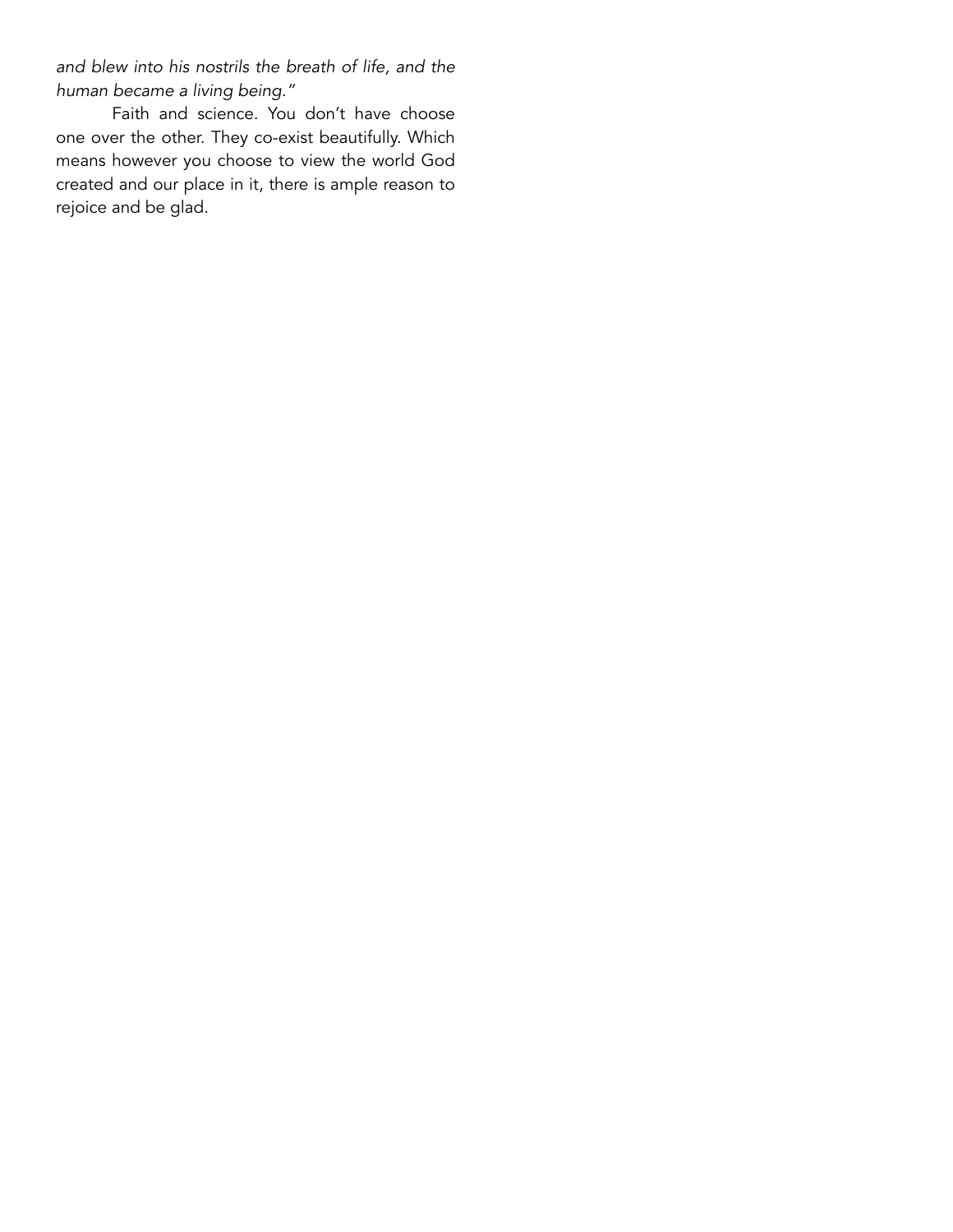*and blew into his nostrils the breath of life, and the human became a living being."*

Faith and science. You don't have choose one over the other. They co-exist beautifully. Which means however you choose to view the world God created and our place in it, there is ample reason to rejoice and be glad.